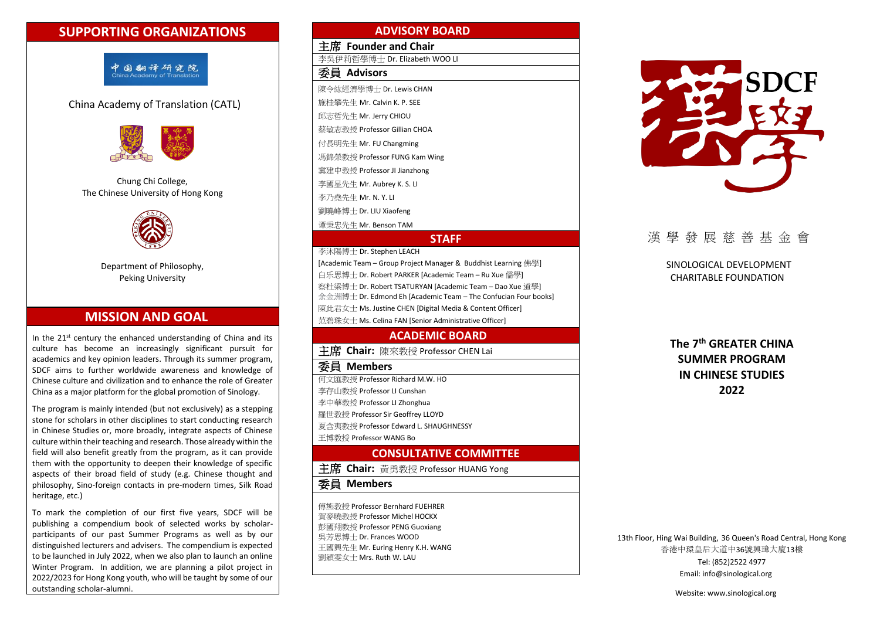## SUPPORTING ORGANIZATIONS

China Academy of Translation (CATL)

Chung Chi College,
The Chinese University of Hong Kong

Department of Philosophy,
Peking University

## MISSION AND GOAL

In the 21st century the enhanced understanding of China and its culture has become an increasingly significant pursuit for academics and key opinion leaders. Through its summer program, SDCF aims to further worldwide awareness and knowledge of Chinese culture and civilization and to enhance the role of Greater China as a major platform for the global promotion of Sinology.

The program is mainly intended (but not exclusively) as a stepping stone for scholars in other disciplines to start conducting research in Chinese Studies or, more broadly, integrate aspects of Chinese culture within their teaching and research. Those already within the field will also benefit greatly from the program, as it can provide them with the opportunity to deepen their knowledge of specific aspects of their broad field of study (e.g. Chinese thought and philosophy, Sino-foreign contacts in pre-modern times, Silk Road heritage, etc.)

To mark the completion of our first five years, SDCF will be publishing a compendium book of selected works by scholar-participants of our past Summer Programs as well as by our distinguished lecturers and advisers. The compendium is expected to be launched in July 2022, when we also plan to launch an online Winter Program. In addition, we are planning a pilot project in 2022/2023 for Hong Kong youth, who will be taught by some of our outstanding scholar-alumni.

## ADVISORY BOARD

**主席 Founder and Chair**

李吳伊莉哲學博士 Dr. Elizabeth WOO LI

**委員 Advisors**

陳令紘經濟學博士 Dr. Lewis CHAN
施桂攀先生 Mr. Calvin K. P. SEE
邱志哲先生 Mr. Jerry CHIOU
蔡敏志教授 Professor Gillian CHOA
付長明先生 Mr. FU Changming
馮錦榮教授 Professor FUNG Kam Wing
冀建中教授 Professor JI Jianzhong
李國星先生 Mr. Aubrey K. S. LI
李乃堯先生 Mr. N. Y. LI
劉曉峰博士 Dr. LIU Xiaofeng
譚秉忠先生 Mr. Benson TAM

## STAFF

李沐陽博士 Dr. Stephen LEACH
[Academic Team – Group Project Manager & Buddhist Learning 佛學]
白乐思博士 Dr. Robert PARKER [Academic Team – Ru Xue 儒學]
察杜梁博士 Dr. Robert TSATURYAN [Academic Team – Dao Xue 道學]
余金洲博士 Dr. Edmond Eh [Academic Team – The Confucian Four books]
陳此君女士 Ms. Justine CHEN [Digital Media & Content Officer]
范碧珠女士 Ms. Celina FAN [Senior Administrative Officer]

## ACADEMIC BOARD

**主席 Chair:** 陳來教授 Professor CHEN Lai

**委員 Members**

何文匯教授 Professor Richard M.W. HO
李存山教授 Professor LI Cunshan
李中華教授 Professor LI Zhonghua
羅世教授 Professor Sir Geoffrey LLOYD
夏含夷教授 Professor Edward L. SHAUGHNESSY
王博教授 Professor WANG Bo

## CONSULTATIVE COMMITTEE

**主席 Chair:** 黃勇教授 Professor HUANG Yong

**委員 Members**

傅熊教授 Professor Bernhard FUEHRER
賀麥曉教授 Professor Michel HOCKX
彭國翔教授 Professor PENG Guoxiang
吳芳思博士 Dr. Frances WOOD
王國興先生 Mr. Eurlng Henry K.H. WANG
劉穎雯女士 Mrs. Ruth W. LAU

SDCF 漢學

漢 學 發 展 慈 善 基 金 會

SINOLOGICAL DEVELOPMENT CHARITABLE FOUNDATION

# The 7th GREATER CHINA SUMMER PROGRAM IN CHINESE STUDIES 2022

13th Floor, Hing Wai Building, 36 Queen's Road Central, Hong Kong
香港中環皇后大道中36號興瑋大廈13樓
Tel: (852)2522 4977
Email: info@sinological.org

Website: www.sinological.org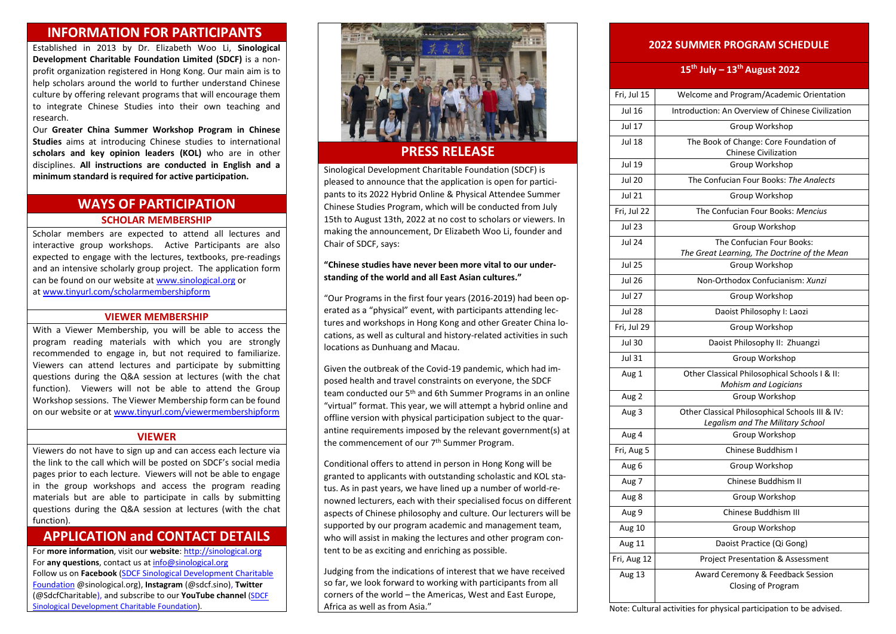## INFORMATION FOR PARTICIPANTS

Established in 2013 by Dr. Elizabeth Woo Li, **Sinological Development Charitable Foundation Limited (SDCF)** is a non-profit organization registered in Hong Kong. Our main aim is to help scholars around the world to further understand Chinese culture by offering relevant programs that will encourage them to integrate Chinese Studies into their own teaching and research.

Our **Greater China Summer Workshop Program in Chinese Studies** aims at introducing Chinese studies to international **scholars and key opinion leaders (KOL)** who are in other disciplines. **All instructions are conducted in English and a minimum standard is required for active participation.**

## WAYS OF PARTICIPATION

### SCHOLAR MEMBERSHIP

Scholar members are expected to attend all lectures and interactive group workshops. Active Participants are also expected to engage with the lectures, textbooks, pre-readings and an intensive scholarly group project. The application form can be found on our website at www.sinological.org or at www.tinyurl.com/scholarmembershipform

### VIEWER MEMBERSHIP

With a Viewer Membership, you will be able to access the program reading materials with which you are strongly recommended to engage in, but not required to familiarize. Viewers can attend lectures and participate by submitting questions during the Q&A session at lectures (with the chat function). Viewers will not be able to attend the Group Workshop sessions. The Viewer Membership form can be found on our website or at www.tinyurl.com/viewermembershipform

### VIEWER

Viewers do not have to sign up and can access each lecture via the link to the call which will be posted on SDCF's social media pages prior to each lecture. Viewers will not be able to engage in the group workshops and access the program reading materials but are able to participate in calls by submitting questions during the Q&A session at lectures (with the chat function).

## APPLICATION and CONTACT DETAILS

For **more information**, visit our **website**: http://sinological.org
For **any questions**, contact us at info@sinological.org
Follow us on **Facebook** (SDCF Sinological Development Charitable Foundation @sinological.org), **Instagram** (@sdcf.sino), **Twitter** (@SdcfCharitable), and subscribe to our **YouTube channel** (SDCF Sinological Development Charitable Foundation).

## PRESS RELEASE

Sinological Development Charitable Foundation (SDCF) is pleased to announce that the application is open for participants to its 2022 Hybrid Online & Physical Attendee Summer Chinese Studies Program, which will be conducted from July 15th to August 13th, 2022 at no cost to scholars or viewers. In making the announcement, Dr Elizabeth Woo Li, founder and Chair of SDCF, says:

**"Chinese studies have never been more vital to our understanding of the world and all East Asian cultures."**

"Our Programs in the first four years (2016-2019) had been operated as a "physical" event, with participants attending lectures and workshops in Hong Kong and other Greater China locations, as well as cultural and history-related activities in such locations as Dunhuang and Macau.

Given the outbreak of the Covid-19 pandemic, which had imposed health and travel constraints on everyone, the SDCF team conducted our 5th and 6th Summer Programs in an online "virtual" format. This year, we will attempt a hybrid online and offline version with physical participation subject to the quarantine requirements imposed by the relevant government(s) at the commencement of our 7th Summer Program.

Conditional offers to attend in person in Hong Kong will be granted to applicants with outstanding scholastic and KOL status. As in past years, we have lined up a number of world-renowned lecturers, each with their specialised focus on different aspects of Chinese philosophy and culture. Our lecturers will be supported by our program academic and management team, who will assist in making the lectures and other program content to be as exciting and enriching as possible.

Judging from the indications of interest that we have received so far, we look forward to working with participants from all corners of the world – the Americas, West and East Europe, Africa as well as from Asia."

## 2022 SUMMER PROGRAM SCHEDULE

### 15th July – 13th August 2022

| | |
|---|---|
| Fri, Jul 15 | Welcome and Program/Academic Orientation |
| Jul 16 | Introduction: An Overview of Chinese Civilization |
| Jul 17 | Group Workshop |
| Jul 18 | The Book of Change: Core Foundation of Chinese Civilization |
| Jul 19 | Group Workshop |
| Jul 20 | The Confucian Four Books: *The Analects* |
| Jul 21 | Group Workshop |
| Fri, Jul 22 | The Confucian Four Books: *Mencius* |
| Jul 23 | Group Workshop |
| Jul 24 | The Confucian Four Books: *The Great Learning, The Doctrine of the Mean* |
| Jul 25 | Group Workshop |
| Jul 26 | Non-Orthodox Confucianism: *Xunzi* |
| Jul 27 | Group Workshop |
| Jul 28 | Daoist Philosophy I: Laozi |
| Fri, Jul 29 | Group Workshop |
| Jul 30 | Daoist Philosophy II: Zhuangzi |
| Jul 31 | Group Workshop |
| Aug 1 | Other Classical Philosophical Schools I & II: *Mohism and Logicians* |
| Aug 2 | Group Workshop |
| Aug 3 | Other Classical Philosophical Schools III & IV: *Legalism and The Military School* |
| Aug 4 | Group Workshop |
| Fri, Aug 5 | Chinese Buddhism I |
| Aug 6 | Group Workshop |
| Aug 7 | Chinese Buddhism II |
| Aug 8 | Group Workshop |
| Aug 9 | Chinese Buddhism III |
| Aug 10 | Group Workshop |
| Aug 11 | Daoist Practice (Qi Gong) |
| Fri, Aug 12 | Project Presentation & Assessment |
| Aug 13 | Award Ceremony & Feedback Session Closing of Program |

Note: Cultural activities for physical participation to be advised.